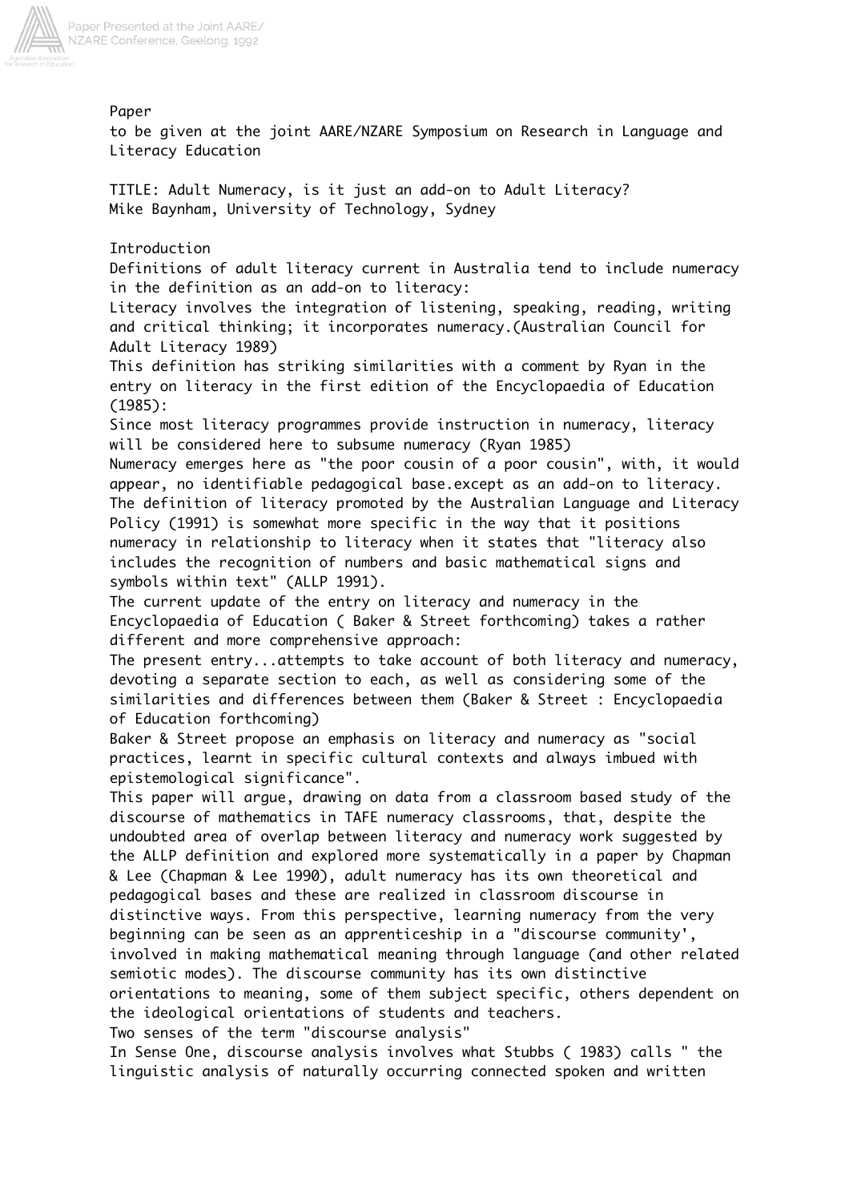Paper
to be given at the joint AARE/NZARE Symposium on Research in Language and Literacy Education

TITLE: Adult Numeracy, is it just an add-on to Adult Literacy?
Mike Baynham, University of Technology, Sydney

## Introduction

Definitions of adult literacy current in Australia tend to include numeracy in the definition as an add-on to literacy:

Literacy involves the integration of listening, speaking, reading, writing and critical thinking; it incorporates numeracy.(Australian Council for Adult Literacy 1989)

This definition has striking similarities with a comment by Ryan in the entry on literacy in the first edition of the Encyclopaedia of Education (1985):

Since most literacy programmes provide instruction in numeracy, literacy will be considered here to subsume numeracy (Ryan 1985)

Numeracy emerges here as "the poor cousin of a poor cousin", with, it would appear, no identifiable pedagogical base.except as an add-on to literacy. The definition of literacy promoted by the Australian Language and Literacy Policy (1991) is somewhat more specific in the way that it positions numeracy in relationship to literacy when it states that "literacy also includes the recognition of numbers and basic mathematical signs and symbols within text" (ALLP 1991).

The current update of the entry on literacy and numeracy in the Encyclopaedia of Education ( Baker & Street forthcoming) takes a rather different and more comprehensive approach:

The present entry...attempts to take account of both literacy and numeracy, devoting a separate section to each, as well as considering some of the similarities and differences between them (Baker & Street : Encyclopaedia of Education forthcoming)

Baker & Street propose an emphasis on literacy and numeracy as "social practices, learnt in specific cultural contexts and always imbued with epistemological significance".

This paper will argue, drawing on data from a classroom based study of the discourse of mathematics in TAFE numeracy classrooms, that, despite the undoubted area of overlap between literacy and numeracy work suggested by the ALLP definition and explored more systematically in a paper by Chapman & Lee (Chapman & Lee 1990), adult numeracy has its own theoretical and pedagogical bases and these are realized in classroom discourse in distinctive ways. From this perspective, learning numeracy from the very beginning can be seen as an apprenticeship in a "discourse community', involved in making mathematical meaning through language (and other related semiotic modes). The discourse community has its own distinctive orientations to meaning, some of them subject specific, others dependent on the ideological orientations of students and teachers.

## Two senses of the term "discourse analysis"

In Sense One, discourse analysis involves what Stubbs ( 1983) calls " the linguistic analysis of naturally occurring connected spoken and written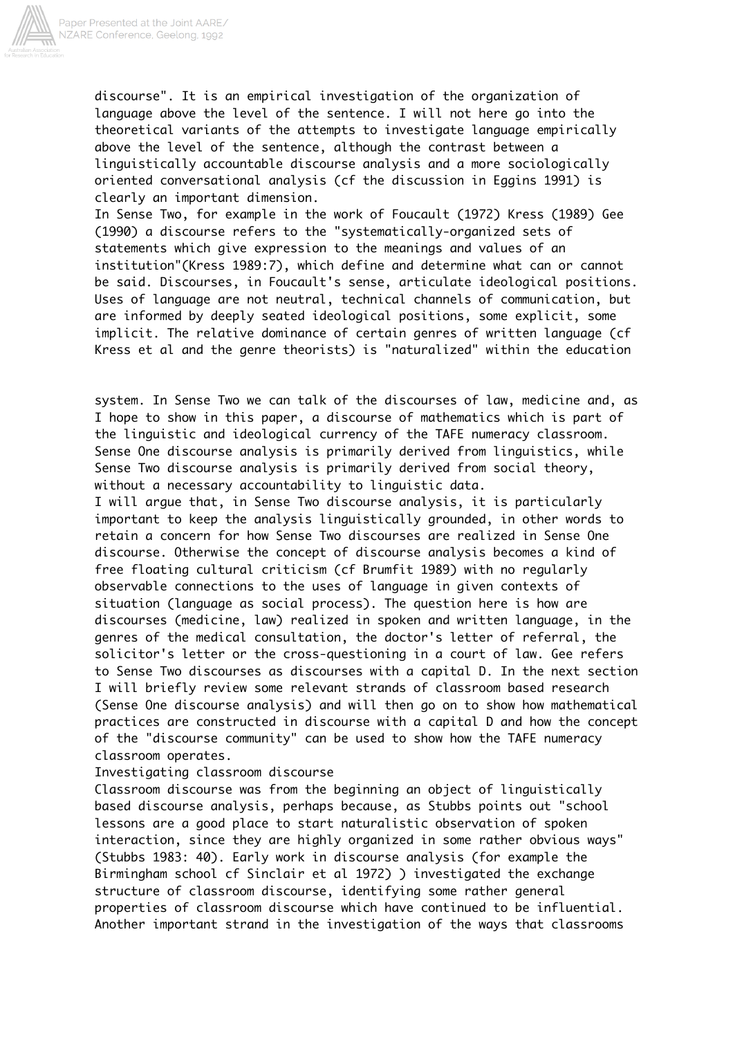discourse". It is an empirical investigation of the organization of language above the level of the sentence. I will not here go into the theoretical variants of the attempts to investigate language empirically above the level of the sentence, although the contrast between a linguistically accountable discourse analysis and a more sociologically oriented conversational analysis (cf the discussion in Eggins 1991) is clearly an important dimension.

In Sense Two, for example in the work of Foucault (1972) Kress (1989) Gee (1990) a discourse refers to the "systematically-organized sets of statements which give expression to the meanings and values of an institution"(Kress 1989:7), which define and determine what can or cannot be said. Discourses, in Foucault's sense, articulate ideological positions. Uses of language are not neutral, technical channels of communication, but are informed by deeply seated ideological positions, some explicit, some implicit. The relative dominance of certain genres of written language (cf Kress et al and the genre theorists) is "naturalized" within the education system. In Sense Two we can talk of the discourses of law, medicine and, as I hope to show in this paper, a discourse of mathematics which is part of the linguistic and ideological currency of the TAFE numeracy classroom. Sense One discourse analysis is primarily derived from linguistics, while Sense Two discourse analysis is primarily derived from social theory, without a necessary accountability to linguistic data.

I will argue that, in Sense Two discourse analysis, it is particularly important to keep the analysis linguistically grounded, in other words to retain a concern for how Sense Two discourses are realized in Sense One discourse. Otherwise the concept of discourse analysis becomes a kind of free floating cultural criticism (cf Brumfit 1989) with no regularly observable connections to the uses of language in given contexts of situation (language as social process). The question here is how are discourses (medicine, law) realized in spoken and written language, in the genres of the medical consultation, the doctor's letter of referral, the solicitor's letter or the cross-questioning in a court of law. Gee refers to Sense Two discourses as discourses with a capital D. In the next section I will briefly review some relevant strands of classroom based research (Sense One discourse analysis) and will then go on to show how mathematical practices are constructed in discourse with a capital D and how the concept of the "discourse community" can be used to show how the TAFE numeracy classroom operates.

## Investigating classroom discourse

Classroom discourse was from the beginning an object of linguistically based discourse analysis, perhaps because, as Stubbs points out "school lessons are a good place to start naturalistic observation of spoken interaction, since they are highly organized in some rather obvious ways" (Stubbs 1983: 40). Early work in discourse analysis (for example the Birmingham school cf Sinclair et al 1972) ) investigated the exchange structure of classroom discourse, identifying some rather general properties of classroom discourse which have continued to be influential. Another important strand in the investigation of the ways that classrooms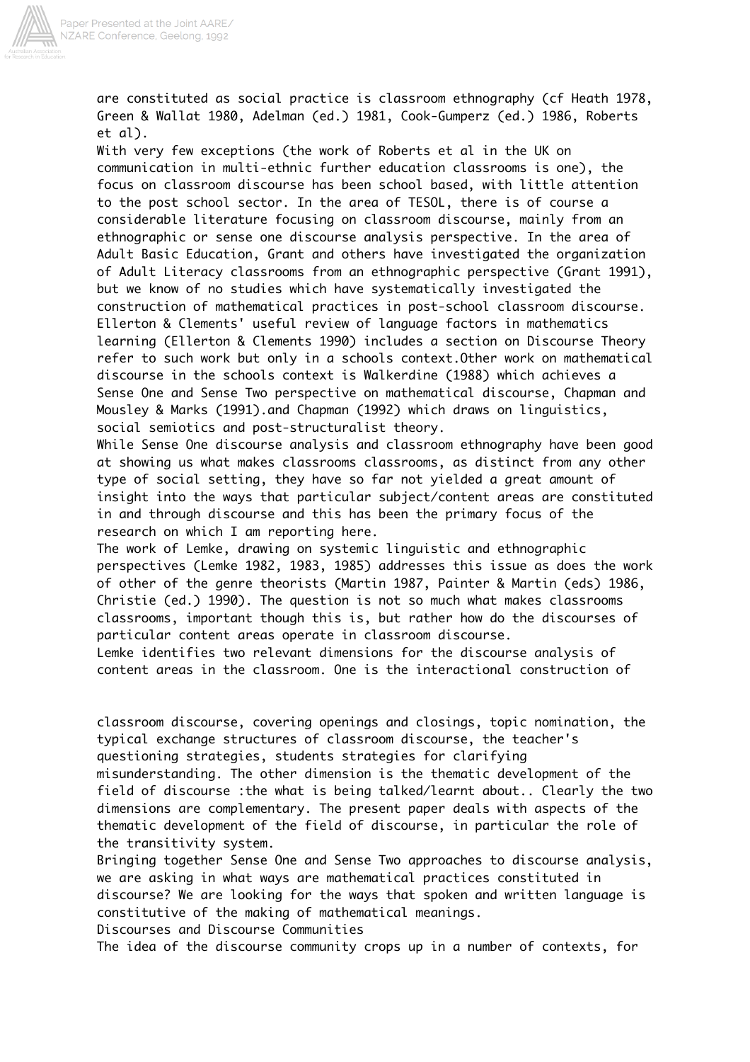are constituted as social practice is classroom ethnography (cf Heath 1978, Green & Wallat 1980, Adelman (ed.) 1981, Cook-Gumperz (ed.) 1986, Roberts et al).

With very few exceptions (the work of Roberts et al in the UK on communication in multi-ethnic further education classrooms is one), the focus on classroom discourse has been school based, with little attention to the post school sector. In the area of TESOL, there is of course a considerable literature focusing on classroom discourse, mainly from an ethnographic or sense one discourse analysis perspective. In the area of Adult Basic Education, Grant and others have investigated the organization of Adult Literacy classrooms from an ethnographic perspective (Grant 1991), but we know of no studies which have systematically investigated the construction of mathematical practices in post-school classroom discourse. Ellerton & Clements' useful review of language factors in mathematics learning (Ellerton & Clements 1990) includes a section on Discourse Theory refer to such work but only in a schools context.Other work on mathematical discourse in the schools context is Walkerdine (1988) which achieves a Sense One and Sense Two perspective on mathematical discourse, Chapman and Mousley & Marks (1991).and Chapman (1992) which draws on linguistics, social semiotics and post-structuralist theory.

While Sense One discourse analysis and classroom ethnography have been good at showing us what makes classrooms classrooms, as distinct from any other type of social setting, they have so far not yielded a great amount of insight into the ways that particular subject/content areas are constituted in and through discourse and this has been the primary focus of the research on which I am reporting here.

The work of Lemke, drawing on systemic linguistic and ethnographic perspectives (Lemke 1982, 1983, 1985) addresses this issue as does the work of other of the genre theorists (Martin 1987, Painter & Martin (eds) 1986, Christie (ed.) 1990). The question is not so much what makes classrooms classrooms, important though this is, but rather how do the discourses of particular content areas operate in classroom discourse.

Lemke identifies two relevant dimensions for the discourse analysis of content areas in the classroom. One is the interactional construction of classroom discourse, covering openings and closings, topic nomination, the typical exchange structures of classroom discourse, the teacher's questioning strategies, students strategies for clarifying misunderstanding. The other dimension is the thematic development of the field of discourse :the what is being talked/learnt about.. Clearly the two dimensions are complementary. The present paper deals with aspects of the thematic development of the field of discourse, in particular the role of the transitivity system.

Bringing together Sense One and Sense Two approaches to discourse analysis, we are asking in what ways are mathematical practices constituted in discourse? We are looking for the ways that spoken and written language is constitutive of the making of mathematical meanings.

## Discourses and Discourse Communities

The idea of the discourse community crops up in a number of contexts, for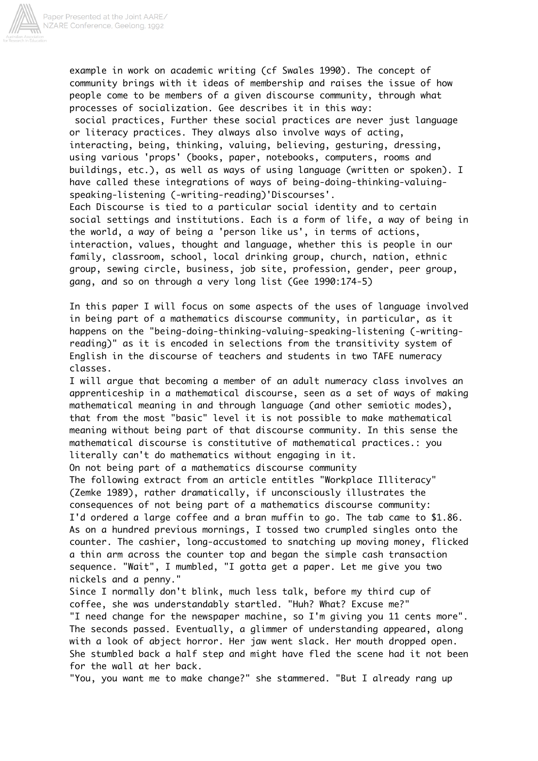example in work on academic writing (cf Swales 1990). The concept of community brings with it ideas of membership and raises the issue of how people come to be members of a given discourse community, through what processes of socialization. Gee describes it in this way:

social practices, Further these social practices are never just language or literacy practices. They always also involve ways of acting, interacting, being, thinking, valuing, believing, gesturing, dressing, using various 'props' (books, paper, notebooks, computers, rooms and buildings, etc.), as well as ways of using language (written or spoken). I have called these integrations of ways of being-doing-thinking-valuing-speaking-listening (-writing-reading)'Discourses'.

Each Discourse is tied to a particular social identity and to certain social settings and institutions. Each is a form of life, a way of being in the world, a way of being a 'person like us', in terms of actions, interaction, values, thought and language, whether this is people in our family, classroom, school, local drinking group, church, nation, ethnic group, sewing circle, business, job site, profession, gender, peer group, gang, and so on through a very long list (Gee 1990:174-5)

In this paper I will focus on some aspects of the uses of language involved in being part of a mathematics discourse community, in particular, as it happens on the "being-doing-thinking-valuing-speaking-listening (-writing-reading)" as it is encoded in selections from the transitivity system of English in the discourse of teachers and students in two TAFE numeracy classes.

I will argue that becoming a member of an adult numeracy class involves an apprenticeship in a mathematical discourse, seen as a set of ways of making mathematical meaning in and through language (and other semiotic modes), that from the most "basic" level it is not possible to make mathematical meaning without being part of that discourse community. In this sense the mathematical discourse is constitutive of mathematical practices.: you literally can't do mathematics without engaging in it.

## On not being part of a mathematics discourse community

The following extract from an article entitles "Workplace Illiteracy" (Zemke 1989), rather dramatically, if unconsciously illustrates the consequences of not being part of a mathematics discourse community:

I'd ordered a large coffee and a bran muffin to go. The tab came to $1.86. As on a hundred previous mornings, I tossed two crumpled singles onto the counter. The cashier, long-accustomed to snatching up moving money, flicked a thin arm across the counter top and began the simple cash transaction sequence. "Wait", I mumbled, "I gotta get a paper. Let me give you two nickels and a penny."

Since I normally don't blink, much less talk, before my third cup of coffee, she was understandably startled. "Huh? What? Excuse me?"

"I need change for the newspaper machine, so I'm giving you 11 cents more". The seconds passed. Eventually, a glimmer of understanding appeared, along with a look of abject horror. Her jaw went slack. Her mouth dropped open. She stumbled back a half step and might have fled the scene had it not been for the wall at her back.

"You, you want me to make change?" she stammered. "But I already rang up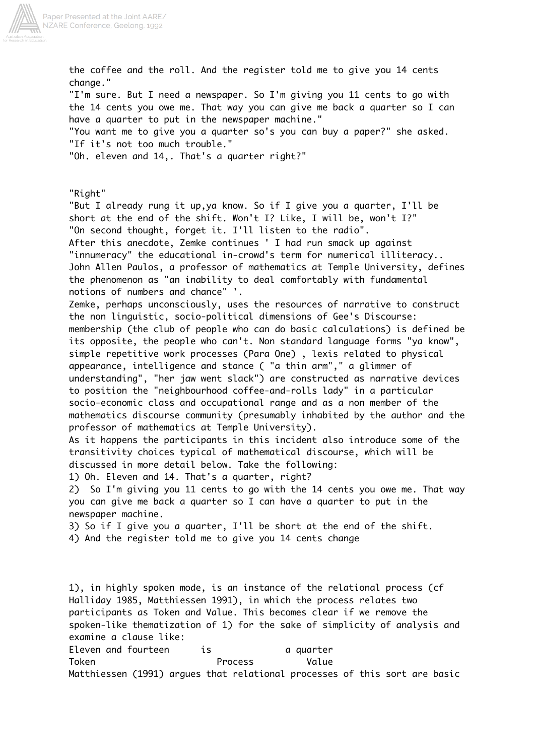the coffee and the roll. And the register told me to give you 14 cents change."

"I'm sure. But I need a newspaper. So I'm giving you 11 cents to go with the 14 cents you owe me. That way you can give me back a quarter so I can have a quarter to put in the newspaper machine."

"You want me to give you a quarter so's you can buy a paper?" she asked.

"If it's not too much trouble."

"Oh. eleven and 14,. That's a quarter right?"

"Right"

"But I already rung it up,ya know. So if I give you a quarter, I'll be short at the end of the shift. Won't I? Like, I will be, won't I?"

"On second thought, forget it. I'll listen to the radio".

After this anecdote, Zemke continues ' I had run smack up against "innumeracy" the educational in-crowd's term for numerical illiteracy.. John Allen Paulos, a professor of mathematics at Temple University, defines the phenomenon as "an inability to deal comfortably with fundamental notions of numbers and chance" '.

Zemke, perhaps unconsciously, uses the resources of narrative to construct the non linguistic, socio-political dimensions of Gee's Discourse: membership (the club of people who can do basic calculations) is defined be its opposite, the people who can't. Non standard language forms "ya know", simple repetitive work processes (Para One) , lexis related to physical appearance, intelligence and stance ( "a thin arm"," a glimmer of understanding", "her jaw went slack") are constructed as narrative devices to position the "neighbourhood coffee-and-rolls lady" in a particular socio-economic class and occupational range and as a non member of the mathematics discourse community (presumably inhabited by the author and the professor of mathematics at Temple University).

As it happens the participants in this incident also introduce some of the transitivity choices typical of mathematical discourse, which will be discussed in more detail below. Take the following:

1) Oh. Eleven and 14. That's a quarter, right?

2) So I'm giving you 11 cents to go with the 14 cents you owe me. That way you can give me back a quarter so I can have a quarter to put in the newspaper machine.

3) So if I give you a quarter, I'll be short at the end of the shift.

4) And the register told me to give you 14 cents change

1), in highly spoken mode, is an instance of the relational process (cf Halliday 1985, Matthiessen 1991), in which the process relates two participants as Token and Value. This becomes clear if we remove the spoken-like thematization of 1) for the sake of simplicity of analysis and examine a clause like:

| Eleven and fourteen | is | a quarter |
|---|---|---|
| Token | Process | Value |

Matthiessen (1991) argues that relational processes of this sort are basic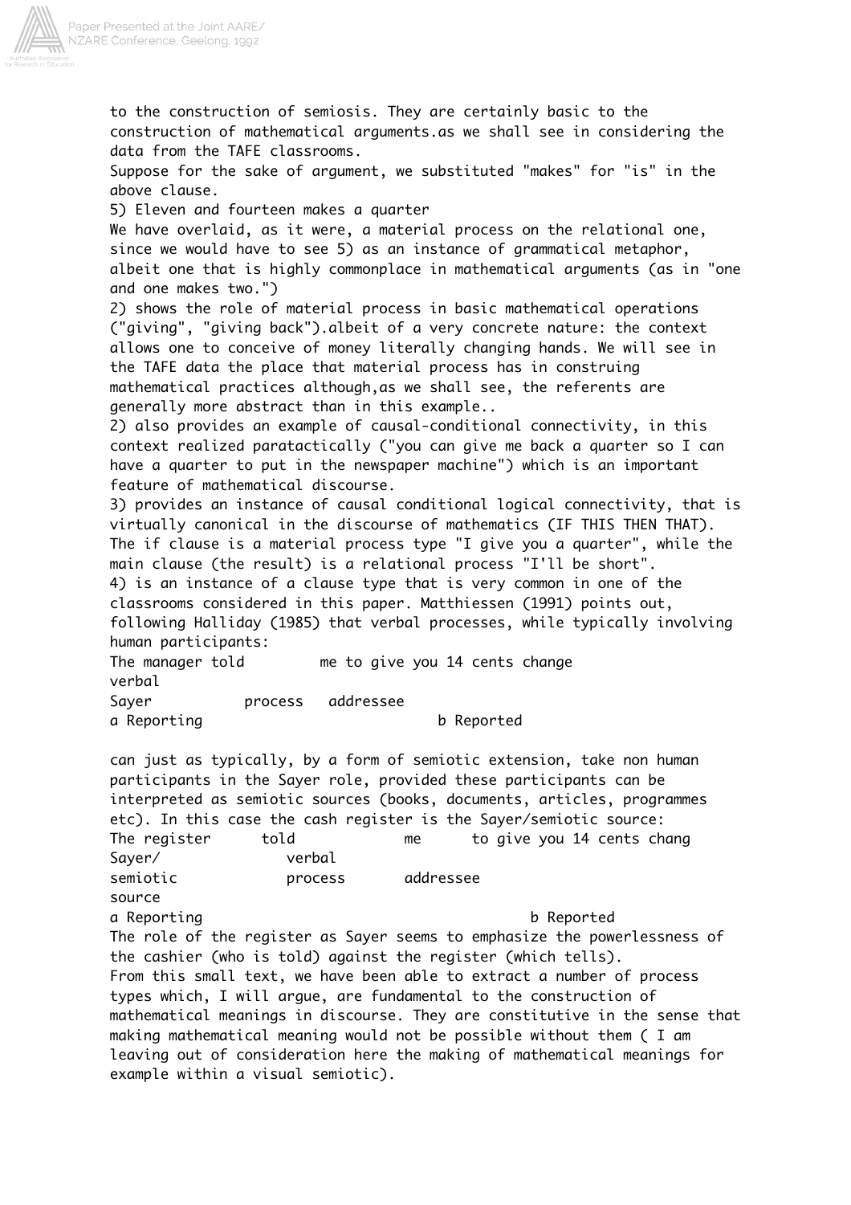to the construction of semiosis. They are certainly basic to the construction of mathematical arguments.as we shall see in considering the data from the TAFE classrooms.

Suppose for the sake of argument, we substituted "makes" for "is" in the above clause.

5) Eleven and fourteen makes a quarter

We have overlaid, as it were, a material process on the relational one, since we would have to see 5) as an instance of grammatical metaphor, albeit one that is highly commonplace in mathematical arguments (as in "one and one makes two.")

2) shows the role of material process in basic mathematical operations ("giving", "giving back").albeit of a very concrete nature: the context allows one to conceive of money literally changing hands. We will see in the TAFE data the place that material process has in construing mathematical practices although,as we shall see, the referents are generally more abstract than in this example..

2) also provides an example of causal-conditional connectivity, in this context realized paratactically ("you can give me back a quarter so I can have a quarter to put in the newspaper machine") which is an important feature of mathematical discourse.

3) provides an instance of causal conditional logical connectivity, that is virtually canonical in the discourse of mathematics (IF THIS THEN THAT). The if clause is a material process type "I give you a quarter", while the main clause (the result) is a relational process "I'll be short".

4) is an instance of a clause type that is very common in one of the classrooms considered in this paper. Matthiessen (1991) points out, following Halliday (1985) that verbal processes, while typically involving human participants:

| The manager | told | me | to give you 14 cents change |
|---|---|---|---|
| | verbal | | |
| Sayer | process | addressee | |
| a Reporting | | | b Reported |

can just as typically, by a form of semiotic extension, take non human participants in the Sayer role, provided these participants can be interpreted as semiotic sources (books, documents, articles, programmes etc). In this case the cash register is the Sayer/semiotic source:

| The register | told | me | to give you 14 cents chang |
|---|---|---|---|
| Sayer/ semiotic source | verbal process | addressee | |
| a Reporting | | | b Reported |

The role of the register as Sayer seems to emphasize the powerlessness of the cashier (who is told) against the register (which tells).

From this small text, we have been able to extract a number of process types which, I will argue, are fundamental to the construction of mathematical meanings in discourse. They are constitutive in the sense that making mathematical meaning would not be possible without them ( I am leaving out of consideration here the making of mathematical meanings for example within a visual semiotic).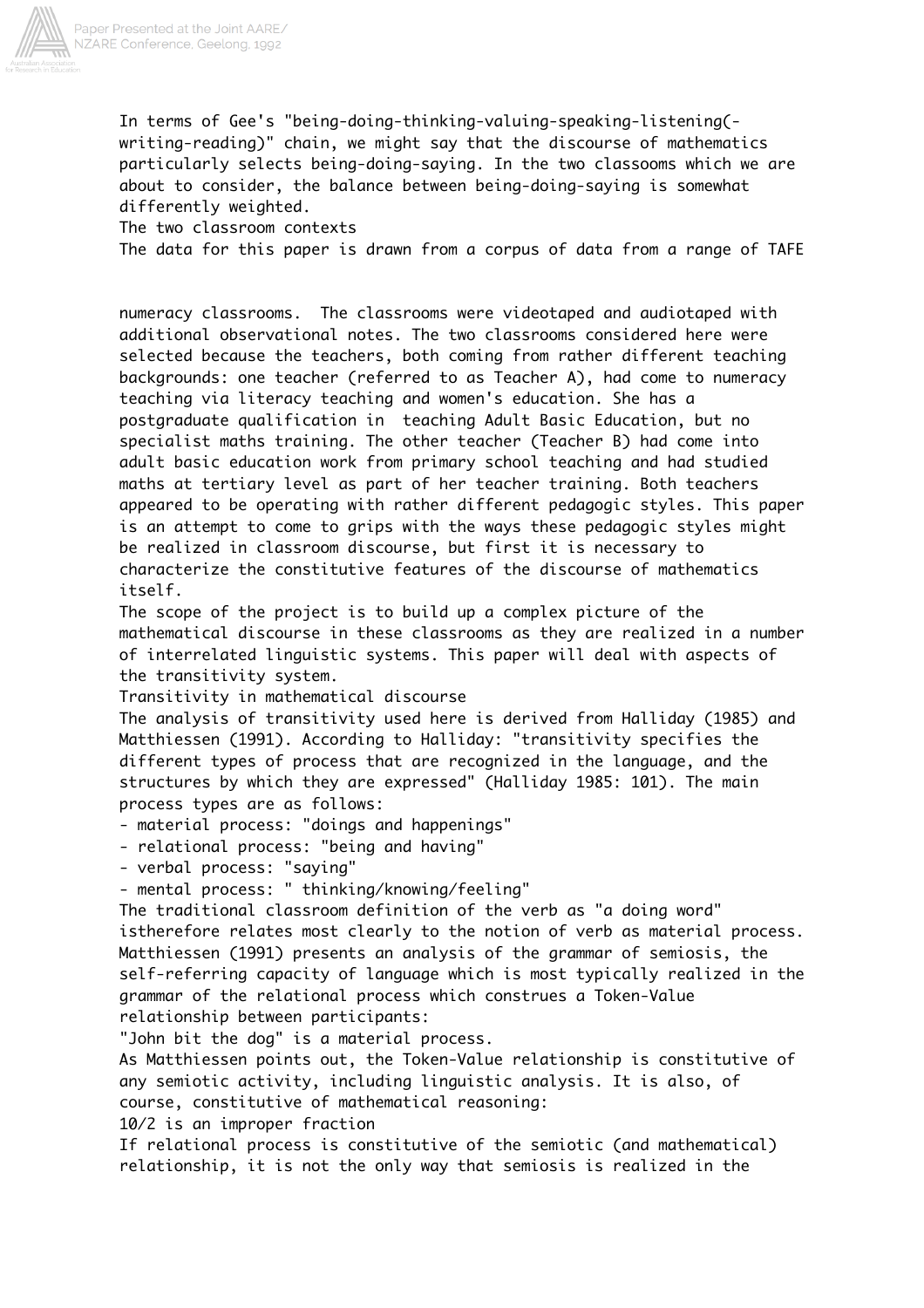In terms of Gee's "being-doing-thinking-valuing-speaking-listening(-writing-reading)" chain, we might say that the discourse of mathematics particularly selects being-doing-saying. In the two classooms which we are about to consider, the balance between being-doing-saying is somewhat differently weighted.

## The two classroom contexts

The data for this paper is drawn from a corpus of data from a range of TAFE numeracy classrooms. The classrooms were videotaped and audiotaped with additional observational notes. The two classrooms considered here were selected because the teachers, both coming from rather different teaching backgrounds: one teacher (referred to as Teacher A), had come to numeracy teaching via literacy teaching and women's education. She has a postgraduate qualification in teaching Adult Basic Education, but no specialist maths training. The other teacher (Teacher B) had come into adult basic education work from primary school teaching and had studied maths at tertiary level as part of her teacher training. Both teachers appeared to be operating with rather different pedagogic styles. This paper is an attempt to come to grips with the ways these pedagogic styles might be realized in classroom discourse, but first it is necessary to characterize the constitutive features of the discourse of mathematics itself.

The scope of the project is to build up a complex picture of the mathematical discourse in these classrooms as they are realized in a number of interrelated linguistic systems. This paper will deal with aspects of the transitivity system.

## Transitivity in mathematical discourse

The analysis of transitivity used here is derived from Halliday (1985) and Matthiessen (1991). According to Halliday: "transitivity specifies the different types of process that are recognized in the language, and the structures by which they are expressed" (Halliday 1985: 101). The main process types are as follows:

- material process: "doings and happenings"
- relational process: "being and having"
- verbal process: "saying"
- mental process: " thinking/knowing/feeling"

The traditional classroom definition of the verb as "a doing word" istherefore relates most clearly to the notion of verb as material process. Matthiessen (1991) presents an analysis of the grammar of semiosis, the self-referring capacity of language which is most typically realized in the grammar of the relational process which construes a Token-Value relationship between participants:

"John bit the dog" is a material process.

As Matthiessen points out, the Token-Value relationship is constitutive of any semiotic activity, including linguistic analysis. It is also, of course, constitutive of mathematical reasoning:

10/2 is an improper fraction

If relational process is constitutive of the semiotic (and mathematical) relationship, it is not the only way that semiosis is realized in the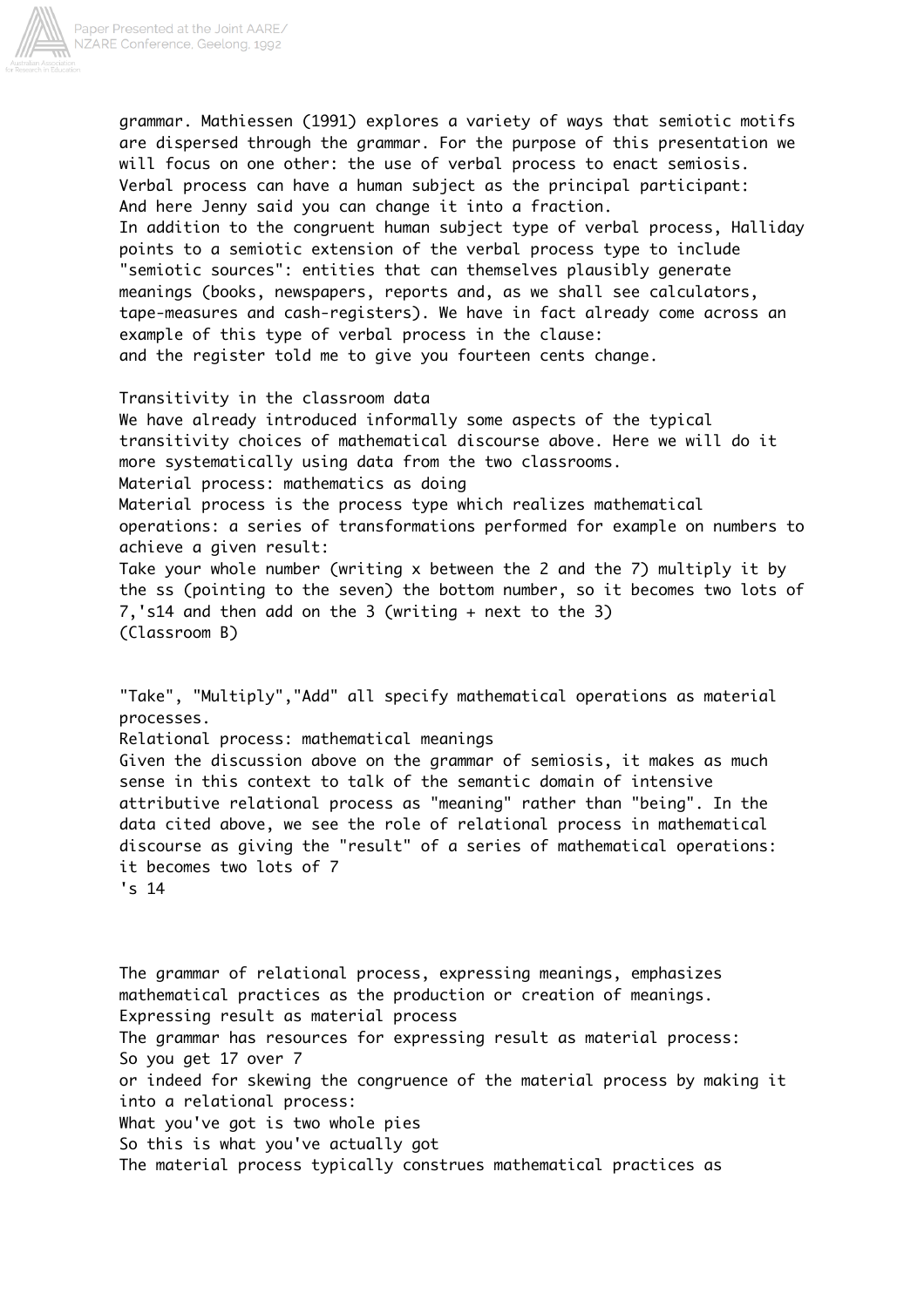grammar. Mathiessen (1991) explores a variety of ways that semiotic motifs are dispersed through the grammar. For the purpose of this presentation we will focus on one other: the use of verbal process to enact semiosis. Verbal process can have a human subject as the principal participant:

And here Jenny said you can change it into a fraction.

In addition to the congruent human subject type of verbal process, Halliday points to a semiotic extension of the verbal process type to include "semiotic sources": entities that can themselves plausibly generate meanings (books, newspapers, reports and, as we shall see calculators, tape-measures and cash-registers). We have in fact already come across an example of this type of verbal process in the clause:

and the register told me to give you fourteen cents change.

## Transitivity in the classroom data

We have already introduced informally some aspects of the typical transitivity choices of mathematical discourse above. Here we will do it more systematically using data from the two classrooms.

### Material process: mathematics as doing

Material process is the process type which realizes mathematical operations: a series of transformations performed for example on numbers to achieve a given result:

Take your whole number (writing x between the 2 and the 7) multiply it by the ss (pointing to the seven) the bottom number, so it becomes two lots of 7,'s14 and then add on the 3 (writing + next to the 3)
(Classroom B)

"Take", "Multiply","Add" all specify mathematical operations as material processes.

### Relational process: mathematical meanings

Given the discussion above on the grammar of semiosis, it makes as much sense in this context to talk of the semantic domain of intensive attributive relational process as "meaning" rather than "being". In the data cited above, we see the role of relational process in mathematical discourse as giving the "result" of a series of mathematical operations:

it becomes two lots of 7
's 14

The grammar of relational process, expressing meanings, emphasizes mathematical practices as the production or creation of meanings.

### Expressing result as material process

The grammar has resources for expressing result as material process:

So you get 17 over 7

or indeed for skewing the congruence of the material process by making it into a relational process:

What you've got is two whole pies
So this is what you've actually got

The material process typically construes mathematical practices as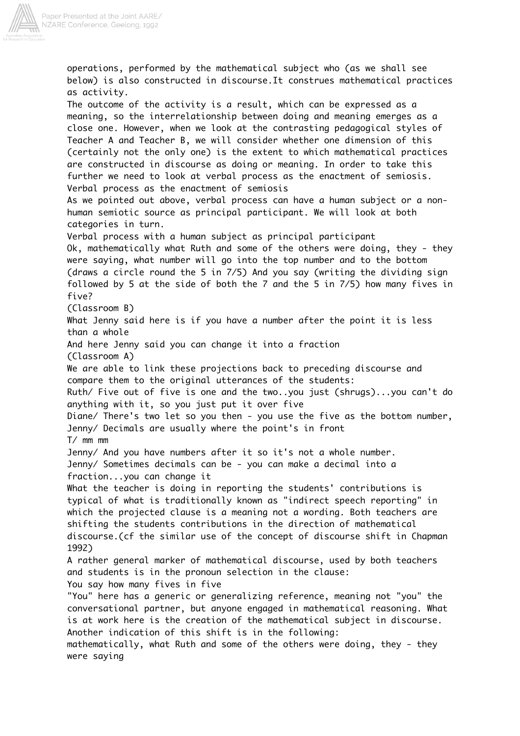operations, performed by the mathematical subject who (as we shall see below) is also constructed in discourse.It construes mathematical practices as activity.

The outcome of the activity is a result, which can be expressed as a meaning, so the interrelationship between doing and meaning emerges as a close one. However, when we look at the contrasting pedagogical styles of Teacher A and Teacher B, we will consider whether one dimension of this (certainly not the only one) is the extent to which mathematical practices are constructed in discourse as doing or meaning. In order to take this further we need to look at verbal process as the enactment of semiosis.

## Verbal process as the enactment of semiosis

As we pointed out above, verbal process can have a human subject or a non-human semiotic source as principal participant. We will look at both categories in turn.

### Verbal process with a human subject as principal participant

Ok, mathematically what Ruth and some of the others were doing, they - they were saying, what number will go into the top number and to the bottom (draws a circle round the 5 in 7/5) And you say (writing the dividing sign followed by 5 at the side of both the 7 and the 5 in 7/5) how many fives in five?

(Classroom B)

What Jenny said here is if you have a number after the point it is less than a whole

And here Jenny said you can change it into a fraction

(Classroom A)

We are able to link these projections back to preceding discourse and compare them to the original utterances of the students:

Ruth/ Five out of five is one and the two..you just (shrugs)...you can't do anything with it, so you just put it over five

Diane/ There's two let so you then - you use the five as the bottom number,

Jenny/ Decimals are usually where the point's in front

T/ mm mm

Jenny/ And you have numbers after it so it's not a whole number.

Jenny/ Sometimes decimals can be - you can make a decimal into a fraction...you can change it

What the teacher is doing in reporting the students' contributions is typical of what is traditionally known as "indirect speech reporting" in which the projected clause is a meaning not a wording. Both teachers are shifting the students contributions in the direction of mathematical discourse.(cf the similar use of the concept of discourse shift in Chapman 1992)

A rather general marker of mathematical discourse, used by both teachers and students is in the pronoun selection in the clause:

You say how many fives in five

"You" here has a generic or generalizing reference, meaning not "you" the conversational partner, but anyone engaged in mathematical reasoning. What is at work here is the creation of the mathematical subject in discourse. Another indication of this shift is in the following:

mathematically, what Ruth and some of the others were doing, they - they were saying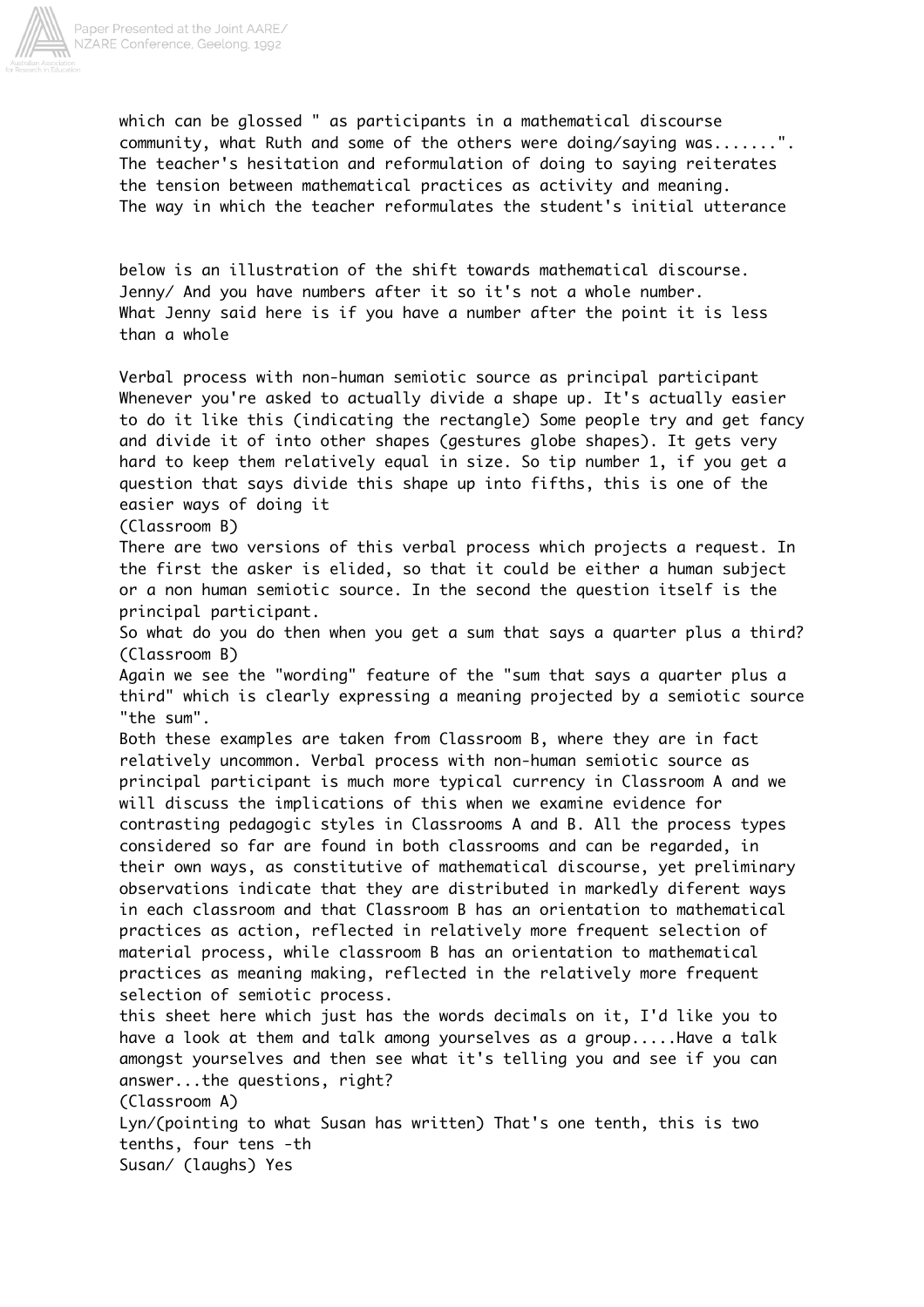which can be glossed " as participants in a mathematical discourse community, what Ruth and some of the others were doing/saying was.......". The teacher's hesitation and reformulation of doing to saying reiterates the tension between mathematical practices as activity and meaning. The way in which the teacher reformulates the student's initial utterance

below is an illustration of the shift towards mathematical discourse.

Jenny/ And you have numbers after it so it's not a whole number.

What Jenny said here is if you have a number after the point it is less than a whole

Verbal process with non-human semiotic source as principal participant

Whenever you're asked to actually divide a shape up. It's actually easier to do it like this (indicating the rectangle) Some people try and get fancy and divide it of into other shapes (gestures globe shapes). It gets very hard to keep them relatively equal in size. So tip number 1, if you get a question that says divide this shape up into fifths, this is one of the easier ways of doing it

(Classroom B)

There are two versions of this verbal process which projects a request. In the first the asker is elided, so that it could be either a human subject or a non human semiotic source. In the second the question itself is the principal participant.

So what do you do then when you get a sum that says a quarter plus a third?

(Classroom B)

Again we see the "wording" feature of the "sum that says a quarter plus a third" which is clearly expressing a meaning projected by a semiotic source "the sum".

Both these examples are taken from Classroom B, where they are in fact relatively uncommon. Verbal process with non-human semiotic source as principal participant is much more typical currency in Classroom A and we will discuss the implications of this when we examine evidence for contrasting pedagogic styles in Classrooms A and B. All the process types considered so far are found in both classrooms and can be regarded, in their own ways, as constitutive of mathematical discourse, yet preliminary observations indicate that they are distributed in markedly diferent ways in each classroom and that Classroom B has an orientation to mathematical practices as action, reflected in relatively more frequent selection of material process, while classroom B has an orientation to mathematical practices as meaning making, reflected in the relatively more frequent selection of semiotic process.

this sheet here which just has the words decimals on it, I'd like you to have a look at them and talk among yourselves as a group.....Have a talk amongst yourselves and then see what it's telling you and see if you can answer...the questions, right?

(Classroom A)

Lyn/(pointing to what Susan has written) That's one tenth, this is two tenths, four tens -th

Susan/ (laughs) Yes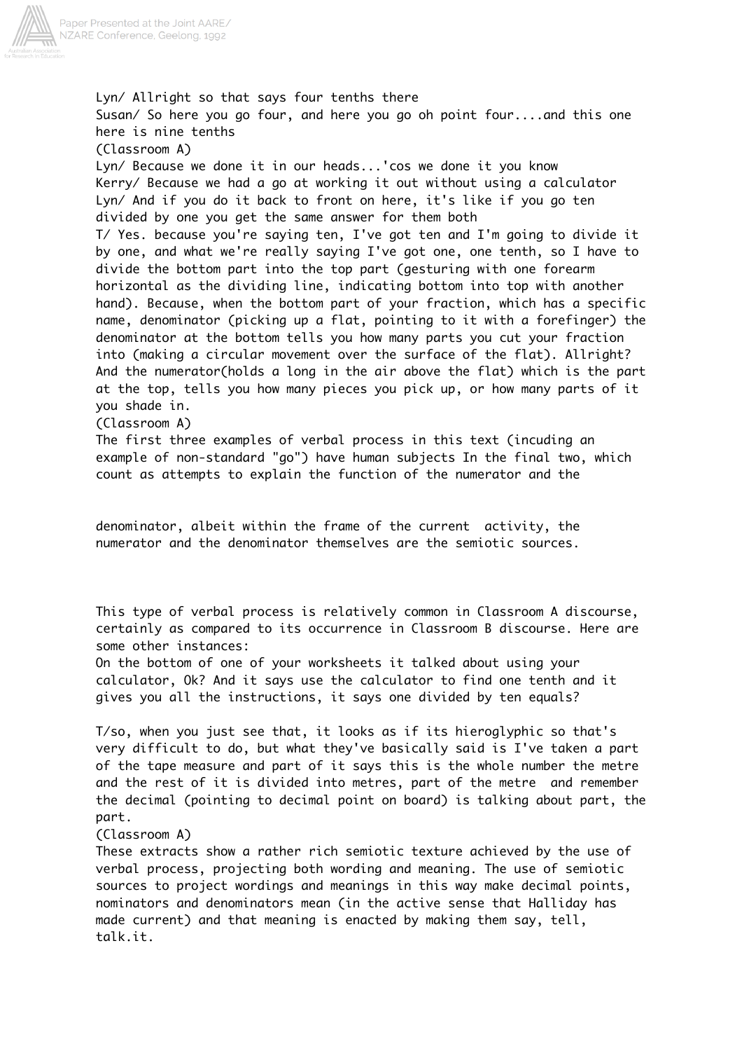Lyn/ Allright so that says four tenths there
Susan/ So here you go four, and here you go oh point four....and this one here is nine tenths
(Classroom A)
Lyn/ Because we done it in our heads...'cos we done it you know
Kerry/ Because we had a go at working it out without using a calculator
Lyn/ And if you do it back to front on here, it's like if you go ten divided by one you get the same answer for them both
T/ Yes. because you're saying ten, I've got ten and I'm going to divide it by one, and what we're really saying I've got one, one tenth, so I have to divide the bottom part into the top part (gesturing with one forearm horizontal as the dividing line, indicating bottom into top with another hand). Because, when the bottom part of your fraction, which has a specific name, denominator (picking up a flat, pointing to it with a forefinger) the denominator at the bottom tells you how many parts you cut your fraction into (making a circular movement over the surface of the flat). Allright? And the numerator(holds a long in the air above the flat) which is the part at the top, tells you how many pieces you pick up, or how many parts of it you shade in.
(Classroom A)
The first three examples of verbal process in this text (incuding an example of non-standard "go") have human subjects In the final two, which count as attempts to explain the function of the numerator and the denominator, albeit within the frame of the current activity, the numerator and the denominator themselves are the semiotic sources.

This type of verbal process is relatively common in Classroom A discourse, certainly as compared to its occurrence in Classroom B discourse. Here are some other instances:
On the bottom of one of your worksheets it talked about using your calculator, Ok? And it says use the calculator to find one tenth and it gives you all the instructions, it says one divided by ten equals?

T/so, when you just see that, it looks as if its hieroglyphic so that's very difficult to do, but what they've basically said is I've taken a part of the tape measure and part of it says this is the whole number the metre and the rest of it is divided into metres, part of the metre and remember the decimal (pointing to decimal point on board) is talking about part, the part.
(Classroom A)
These extracts show a rather rich semiotic texture achieved by the use of verbal process, projecting both wording and meaning. The use of semiotic sources to project wordings and meanings in this way make decimal points, nominators and denominators mean (in the active sense that Halliday has made current) and that meaning is enacted by making them say, tell, talk.it.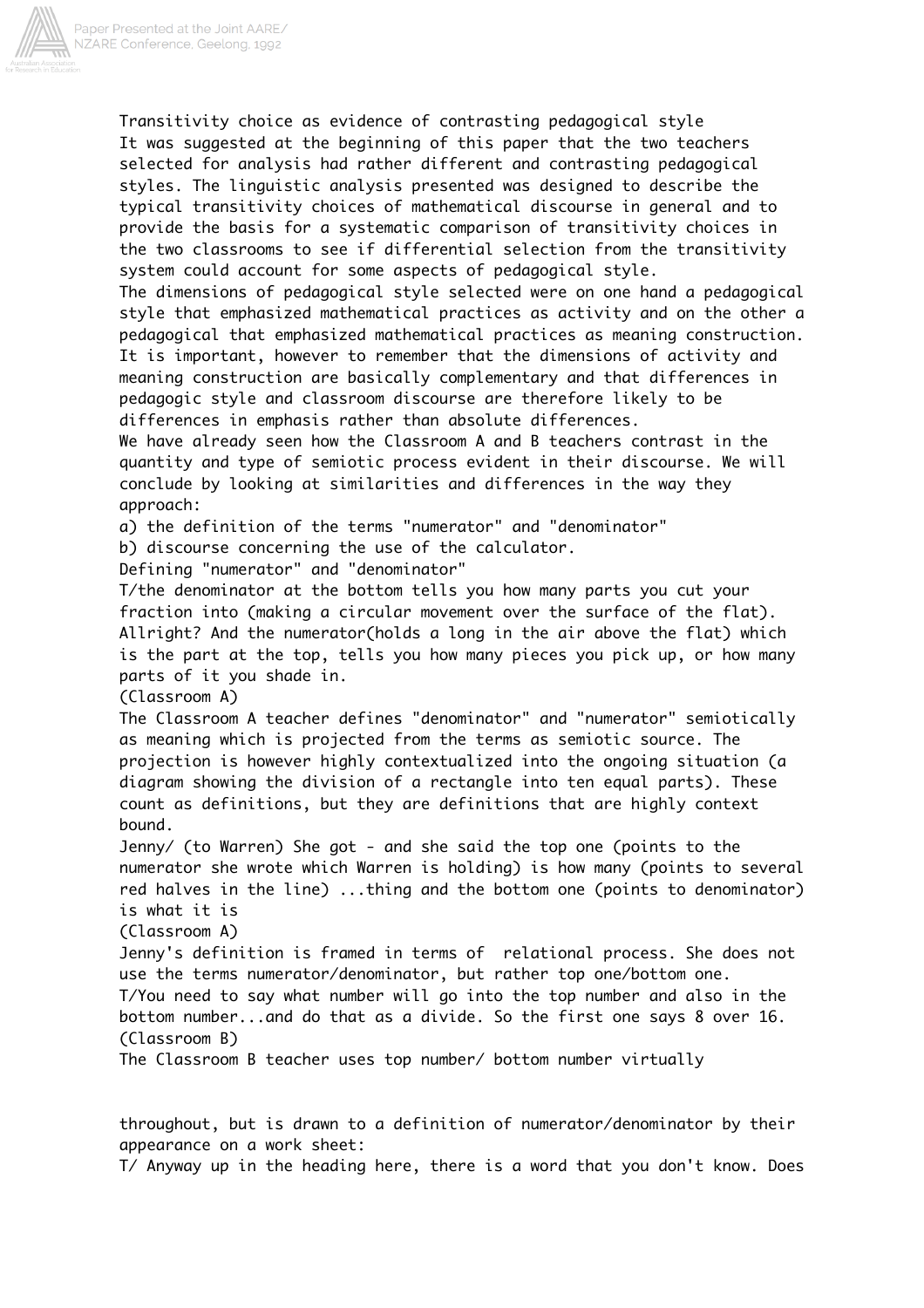## Transitivity choice as evidence of contrasting pedagogical style

It was suggested at the beginning of this paper that the two teachers selected for analysis had rather different and contrasting pedagogical styles. The linguistic analysis presented was designed to describe the typical transitivity choices of mathematical discourse in general and to provide the basis for a systematic comparison of transitivity choices in the two classrooms to see if differential selection from the transitivity system could account for some aspects of pedagogical style.

The dimensions of pedagogical style selected were on one hand a pedagogical style that emphasized mathematical practices as activity and on the other a pedagogical that emphasized mathematical practices as meaning construction. It is important, however to remember that the dimensions of activity and meaning construction are basically complementary and that differences in pedagogic style and classroom discourse are therefore likely to be differences in emphasis rather than absolute differences.

We have already seen how the Classroom A and B teachers contrast in the quantity and type of semiotic process evident in their discourse. We will conclude by looking at similarities and differences in the way they approach:

a) the definition of the terms "numerator" and "denominator"

b) discourse concerning the use of the calculator.

### Defining "numerator" and "denominator"

T/the denominator at the bottom tells you how many parts you cut your fraction into (making a circular movement over the surface of the flat). Allright? And the numerator(holds a long in the air above the flat) which is the part at the top, tells you how many pieces you pick up, or how many parts of it you shade in.

(Classroom A)

The Classroom A teacher defines "denominator" and "numerator" semiotically as meaning which is projected from the terms as semiotic source. The projection is however highly contextualized into the ongoing situation (a diagram showing the division of a rectangle into ten equal parts). These count as definitions, but they are definitions that are highly context bound.

Jenny/ (to Warren) She got - and she said the top one (points to the numerator she wrote which Warren is holding) is how many (points to several red halves in the line) ...thing and the bottom one (points to denominator) is what it is

(Classroom A)

Jenny's definition is framed in terms of relational process. She does not use the terms numerator/denominator, but rather top one/bottom one.

T/You need to say what number will go into the top number and also in the bottom number...and do that as a divide. So the first one says 8 over 16.

(Classroom B)

The Classroom B teacher uses top number/ bottom number virtually throughout, but is drawn to a definition of numerator/denominator by their appearance on a work sheet:

T/ Anyway up in the heading here, there is a word that you don't know. Does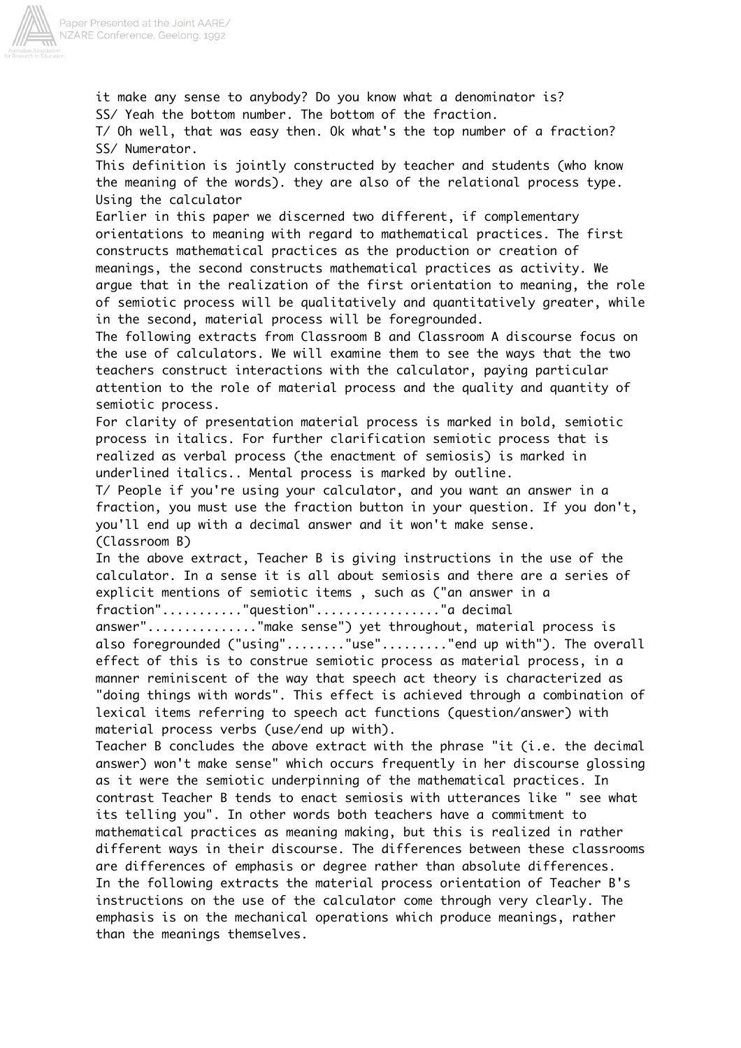it make any sense to anybody? Do you know what a denominator is?

SS/ Yeah the bottom number. The bottom of the fraction.

T/ Oh well, that was easy then. Ok what's the top number of a fraction?

SS/ Numerator.

This definition is jointly constructed by teacher and students (who know the meaning of the words). they are also of the relational process type.

## Using the calculator

Earlier in this paper we discerned two different, if complementary orientations to meaning with regard to mathematical practices. The first constructs mathematical practices as the production or creation of meanings, the second constructs mathematical practices as activity. We argue that in the realization of the first orientation to meaning, the role of semiotic process will be qualitatively and quantitatively greater, while in the second, material process will be foregrounded.

The following extracts from Classroom B and Classroom A discourse focus on the use of calculators. We will examine them to see the ways that the two teachers construct interactions with the calculator, paying particular attention to the role of material process and the quality and quantity of semiotic process.

For clarity of presentation material process is marked in bold, semiotic process in italics. For further clarification semiotic process that is realized as verbal process (the enactment of semiosis) is marked in underlined italics.. Mental process is marked by outline.

T/ People if you're using your calculator, and you want an answer in a fraction, you must use the fraction button in your question. If you don't, you'll end up with a decimal answer and it won't make sense.

(Classroom B)

In the above extract, Teacher B is giving instructions in the use of the calculator. In a sense it is all about semiosis and there are a series of explicit mentions of semiotic items , such as ("an answer in a fraction"..........."question"................"a decimal answer".............."make sense") yet throughout, material process is also foregrounded ("using"........"use"........."end up with"). The overall effect of this is to construe semiotic process as material process, in a manner reminiscent of the way that speech act theory is characterized as "doing things with words". This effect is achieved through a combination of lexical items referring to speech act functions (question/answer) with material process verbs (use/end up with).

Teacher B concludes the above extract with the phrase "it (i.e. the decimal answer) won't make sense" which occurs frequently in her discourse glossing as it were the semiotic underpinning of the mathematical practices. In contrast Teacher B tends to enact semiosis with utterances like " see what its telling you". In other words both teachers have a commitment to mathematical practices as meaning making, but this is realized in rather different ways in their discourse. The differences between these classrooms are differences of emphasis or degree rather than absolute differences.

In the following extracts the material process orientation of Teacher B's instructions on the use of the calculator come through very clearly. The emphasis is on the mechanical operations which produce meanings, rather than the meanings themselves.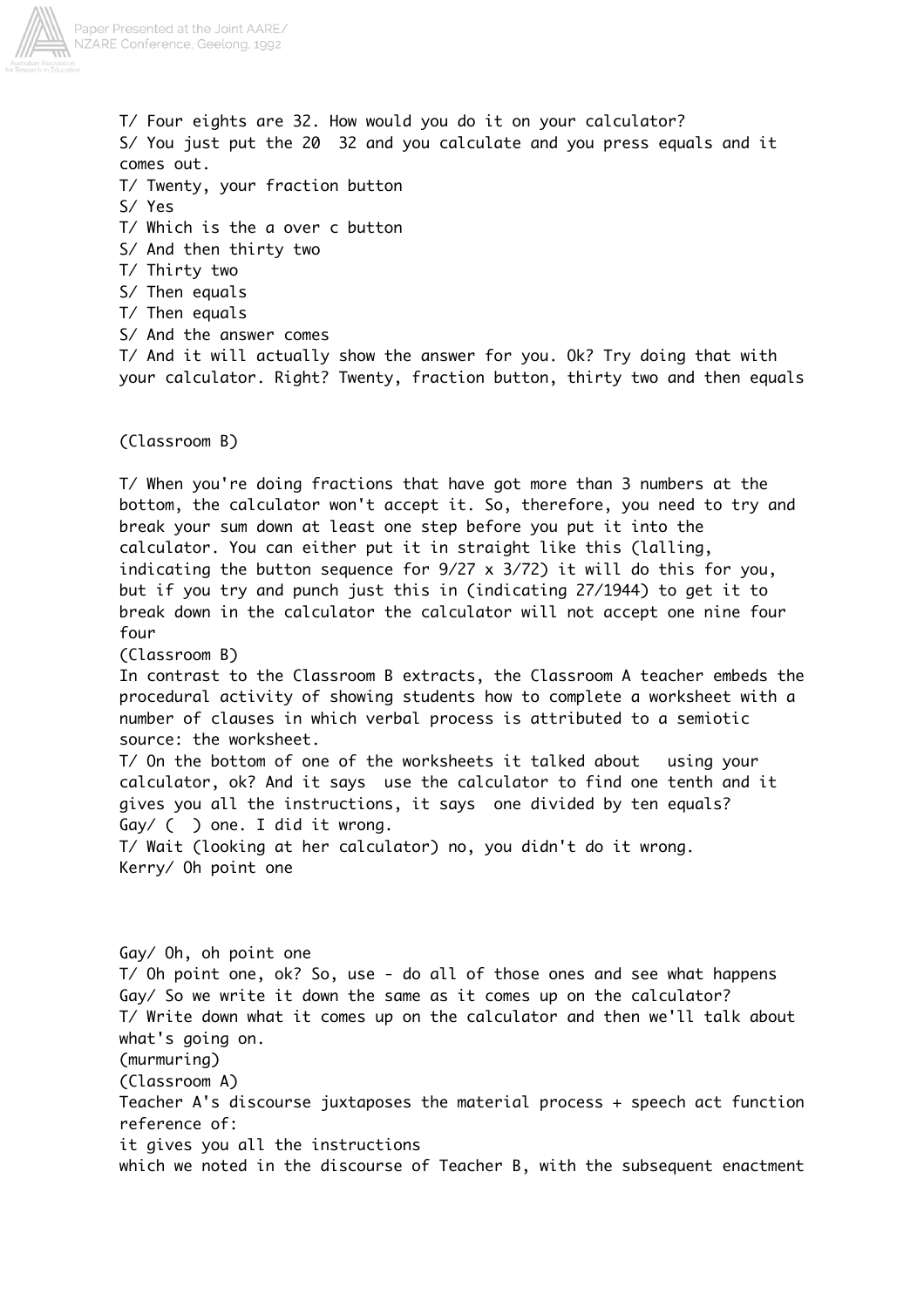T/ Four eights are 32. How would you do it on your calculator?
S/ You just put the 20  32 and you calculate and you press equals and it comes out.
T/ Twenty, your fraction button
S/ Yes
T/ Which is the a over c button
S/ And then thirty two
T/ Thirty two
S/ Then equals
T/ Then equals
S/ And the answer comes
T/ And it will actually show the answer for you. Ok? Try doing that with your calculator. Right? Twenty, fraction button, thirty two and then equals

(Classroom B)

T/ When you're doing fractions that have got more than 3 numbers at the bottom, the calculator won't accept it. So, therefore, you need to try and break your sum down at least one step before you put it into the calculator. You can either put it in straight like this (lalling, indicating the button sequence for 9/27 x 3/72) it will do this for you, but if you try and punch just this in (indicating 27/1944) to get it to break down in the calculator the calculator will not accept one nine four four

(Classroom B)

In contrast to the Classroom B extracts, the Classroom A teacher embeds the procedural activity of showing students how to complete a worksheet with a number of clauses in which verbal process is attributed to a semiotic source: the worksheet.

T/ On the bottom of one of the worksheets it talked about  using your calculator, ok? And it says  use the calculator to find one tenth and it gives you all the instructions, it says  one divided by ten equals?
Gay/ (  ) one. I did it wrong.
T/ Wait (looking at her calculator) no, you didn't do it wrong.
Kerry/ Oh point one

Gay/ Oh, oh point one
T/ Oh point one, ok? So, use - do all of those ones and see what happens
Gay/ So we write it down the same as it comes up on the calculator?
T/ Write down what it comes up on the calculator and then we'll talk about what's going on.
(murmuring)

(Classroom A)

Teacher A's discourse juxtaposes the material process + speech act function reference of:

it gives you all the instructions

which we noted in the discourse of Teacher B, with the subsequent enactment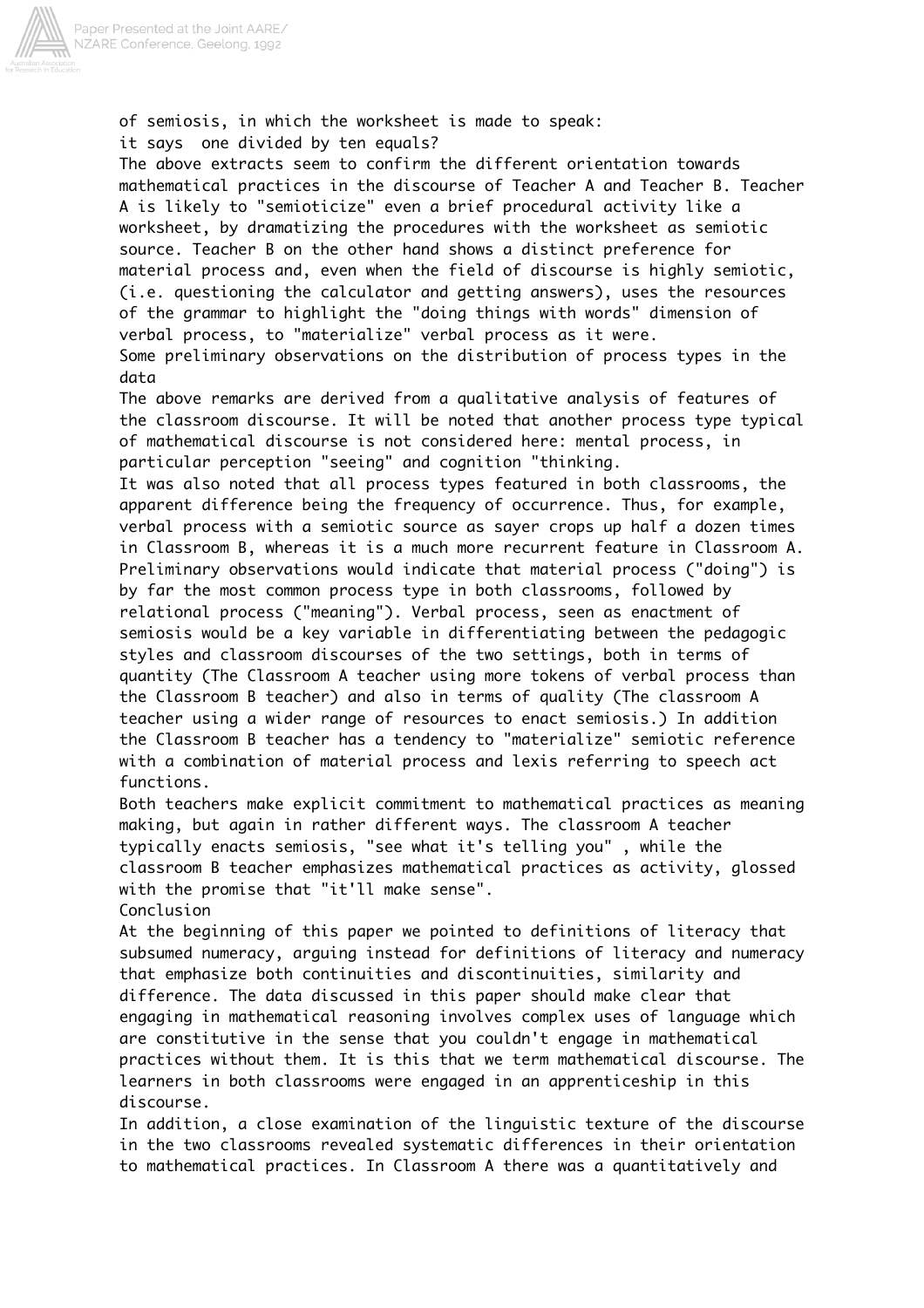of semiosis, in which the worksheet is made to speak:

it says  one divided by ten equals?

The above extracts seem to confirm the different orientation towards mathematical practices in the discourse of Teacher A and Teacher B. Teacher A is likely to "semioticize" even a brief procedural activity like a worksheet, by dramatizing the procedures with the worksheet as semiotic source. Teacher B on the other hand shows a distinct preference for material process and, even when the field of discourse is highly semiotic, (i.e. questioning the calculator and getting answers), uses the resources of the grammar to highlight the "doing things with words" dimension of verbal process, to "materialize" verbal process as it were.

## Some preliminary observations on the distribution of process types in the data

The above remarks are derived from a qualitative analysis of features of the classroom discourse. It will be noted that another process type typical of mathematical discourse is not considered here: mental process, in particular perception "seeing" and cognition "thinking.

It was also noted that all process types featured in both classrooms, the apparent difference being the frequency of occurrence. Thus, for example, verbal process with a semiotic source as sayer crops up half a dozen times in Classroom B, whereas it is a much more recurrent feature in Classroom A. Preliminary observations would indicate that material process ("doing") is by far the most common process type in both classrooms, followed by relational process ("meaning"). Verbal process, seen as enactment of semiosis would be a key variable in differentiating between the pedagogic styles and classroom discourses of the two settings, both in terms of quantity (The Classroom A teacher using more tokens of verbal process than the Classroom B teacher) and also in terms of quality (The classroom A teacher using a wider range of resources to enact semiosis.) In addition the Classroom B teacher has a tendency to "materialize" semiotic reference with a combination of material process and lexis referring to speech act functions.

Both teachers make explicit commitment to mathematical practices as meaning making, but again in rather different ways. The classroom A teacher typically enacts semiosis, "see what it's telling you" , while the classroom B teacher emphasizes mathematical practices as activity, glossed with the promise that "it'll make sense".

## Conclusion

At the beginning of this paper we pointed to definitions of literacy that subsumed numeracy, arguing instead for definitions of literacy and numeracy that emphasize both continuities and discontinuities, similarity and difference. The data discussed in this paper should make clear that engaging in mathematical reasoning involves complex uses of language which are constitutive in the sense that you couldn't engage in mathematical practices without them. It is this that we term mathematical discourse. The learners in both classrooms were engaged in an apprenticeship in this discourse.

In addition, a close examination of the linguistic texture of the discourse in the two classrooms revealed systematic differences in their orientation to mathematical practices. In Classroom A there was a quantitatively and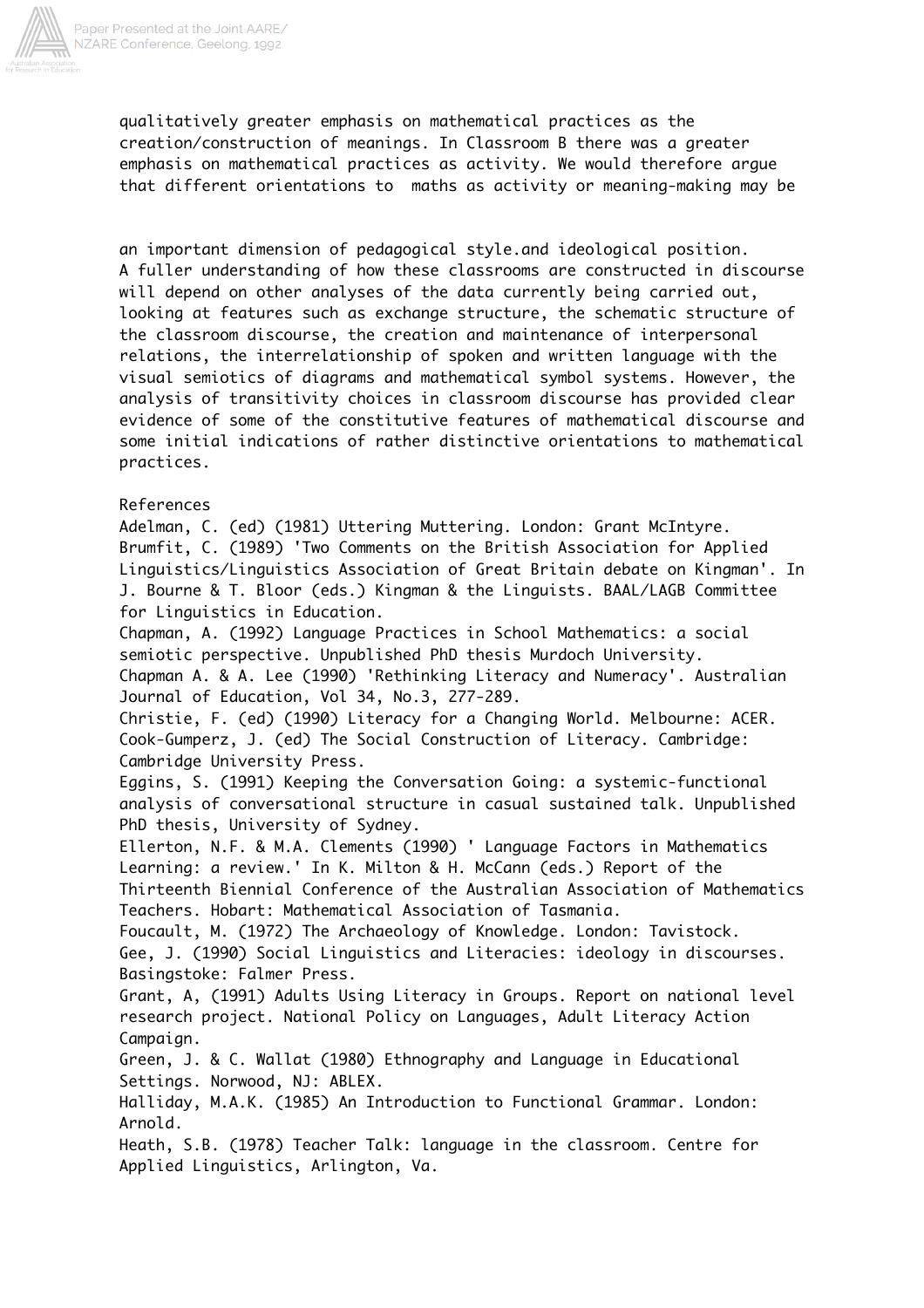qualitatively greater emphasis on mathematical practices as the creation/construction of meanings. In Classroom B there was a greater emphasis on mathematical practices as activity. We would therefore argue that different orientations to maths as activity or meaning-making may be

an important dimension of pedagogical style.and ideological position. A fuller understanding of how these classrooms are constructed in discourse will depend on other analyses of the data currently being carried out, looking at features such as exchange structure, the schematic structure of the classroom discourse, the creation and maintenance of interpersonal relations, the interrelationship of spoken and written language with the visual semiotics of diagrams and mathematical symbol systems. However, the analysis of transitivity choices in classroom discourse has provided clear evidence of some of the constitutive features of mathematical discourse and some initial indications of rather distinctive orientations to mathematical practices.

References

Adelman, C. (ed) (1981) Uttering Muttering. London: Grant McIntyre.

Brumfit, C. (1989) 'Two Comments on the British Association for Applied Linguistics/Linguistics Association of Great Britain debate on Kingman'. In J. Bourne & T. Bloor (eds.) Kingman & the Linguists. BAAL/LAGB Committee for Linguistics in Education.

Chapman, A. (1992) Language Practices in School Mathematics: a social semiotic perspective. Unpublished PhD thesis Murdoch University.

Chapman A. & A. Lee (1990) 'Rethinking Literacy and Numeracy'. Australian Journal of Education, Vol 34, No.3, 277-289.

Christie, F. (ed) (1990) Literacy for a Changing World. Melbourne: ACER.

Cook-Gumperz, J. (ed) The Social Construction of Literacy. Cambridge: Cambridge University Press.

Eggins, S. (1991) Keeping the Conversation Going: a systemic-functional analysis of conversational structure in casual sustained talk. Unpublished PhD thesis, University of Sydney.

Ellerton, N.F. & M.A. Clements (1990) ' Language Factors in Mathematics Learning: a review.' In K. Milton & H. McCann (eds.) Report of the Thirteenth Biennial Conference of the Australian Association of Mathematics Teachers. Hobart: Mathematical Association of Tasmania.

Foucault, M. (1972) The Archaeology of Knowledge. London: Tavistock.

Gee, J. (1990) Social Linguistics and Literacies: ideology in discourses. Basingstoke: Falmer Press.

Grant, A, (1991) Adults Using Literacy in Groups. Report on national level research project. National Policy on Languages, Adult Literacy Action Campaign.

Green, J. & C. Wallat (1980) Ethnography and Language in Educational Settings. Norwood, NJ: ABLEX.

Halliday, M.A.K. (1985) An Introduction to Functional Grammar. London: Arnold.

Heath, S.B. (1978) Teacher Talk: language in the classroom. Centre for Applied Linguistics, Arlington, Va.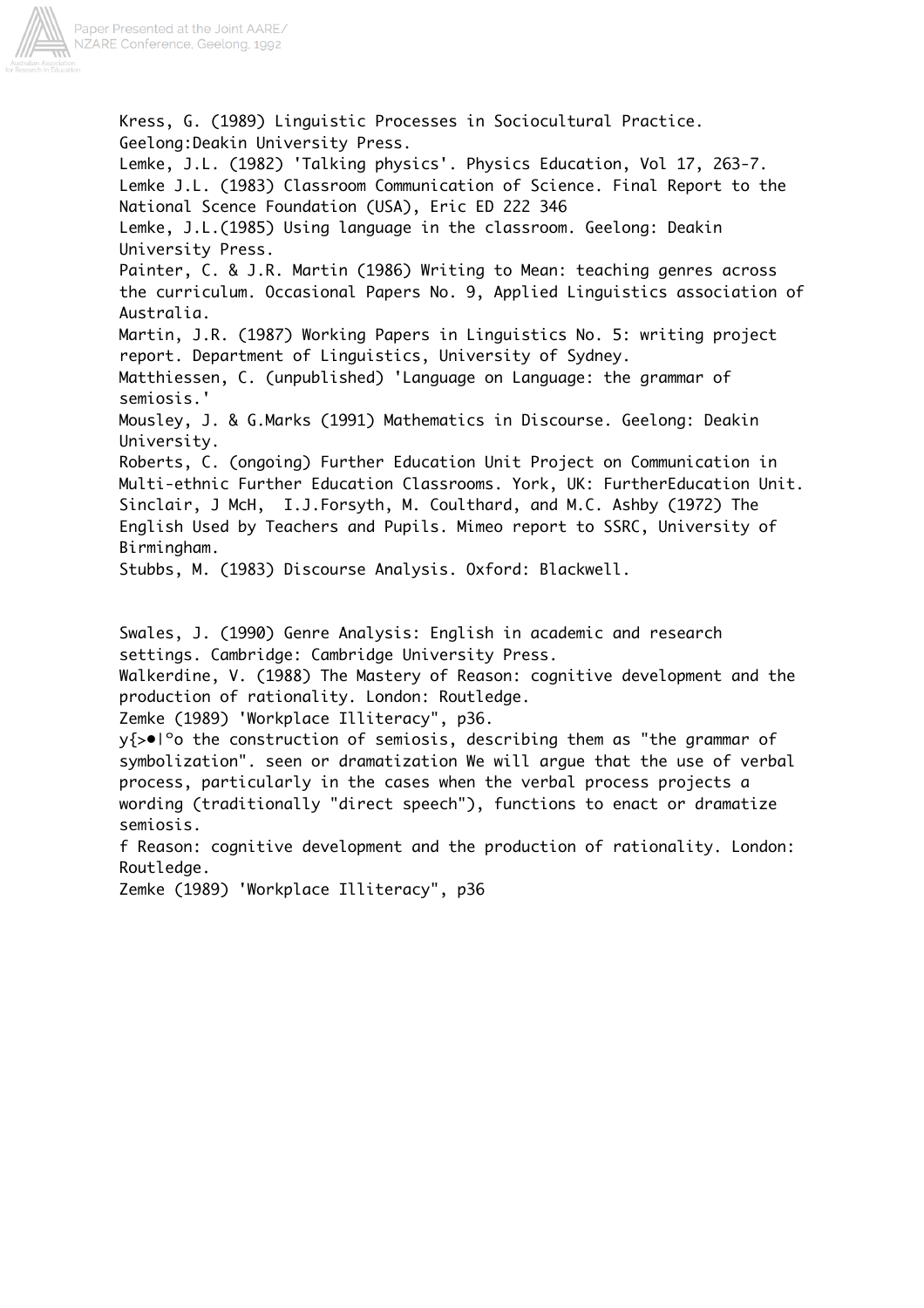Kress, G. (1989) Linguistic Processes in Sociocultural Practice. Geelong:Deakin University Press.

Lemke, J.L. (1982) 'Talking physics'. Physics Education, Vol 17, 263-7.

Lemke J.L. (1983) Classroom Communication of Science. Final Report to the National Scence Foundation (USA), Eric ED 222 346

Lemke, J.L.(1985) Using language in the classroom. Geelong: Deakin University Press.

Painter, C. & J.R. Martin (1986) Writing to Mean: teaching genres across the curriculum. Occasional Papers No. 9, Applied Linguistics association of Australia.

Martin, J.R. (1987) Working Papers in Linguistics No. 5: writing project report. Department of Linguistics, University of Sydney.

Matthiessen, C. (unpublished) 'Language on Language: the grammar of semiosis.'

Mousley, J. & G.Marks (1991) Mathematics in Discourse. Geelong: Deakin University.

Roberts, C. (ongoing) Further Education Unit Project on Communication in Multi-ethnic Further Education Classrooms. York, UK: FurtherEducation Unit.

Sinclair, J McH, I.J.Forsyth, M. Coulthard, and M.C. Ashby (1972) The English Used by Teachers and Pupils. Mimeo report to SSRC, University of Birmingham.

Stubbs, M. (1983) Discourse Analysis. Oxford: Blackwell.

Swales, J. (1990) Genre Analysis: English in academic and research settings. Cambridge: Cambridge University Press.

Walkerdine, V. (1988) The Mastery of Reason: cognitive development and the production of rationality. London: Routledge.

Zemke (1989) 'Workplace Illiteracy", p36.

y{>•|°o the construction of semiosis, describing them as "the grammar of symbolization". seen or dramatization We will argue that the use of verbal process, particularly in the cases when the verbal process projects a wording (traditionally "direct speech"), functions to enact or dramatize semiosis.

f Reason: cognitive development and the production of rationality. London: Routledge.

Zemke (1989) 'Workplace Illiteracy", p36